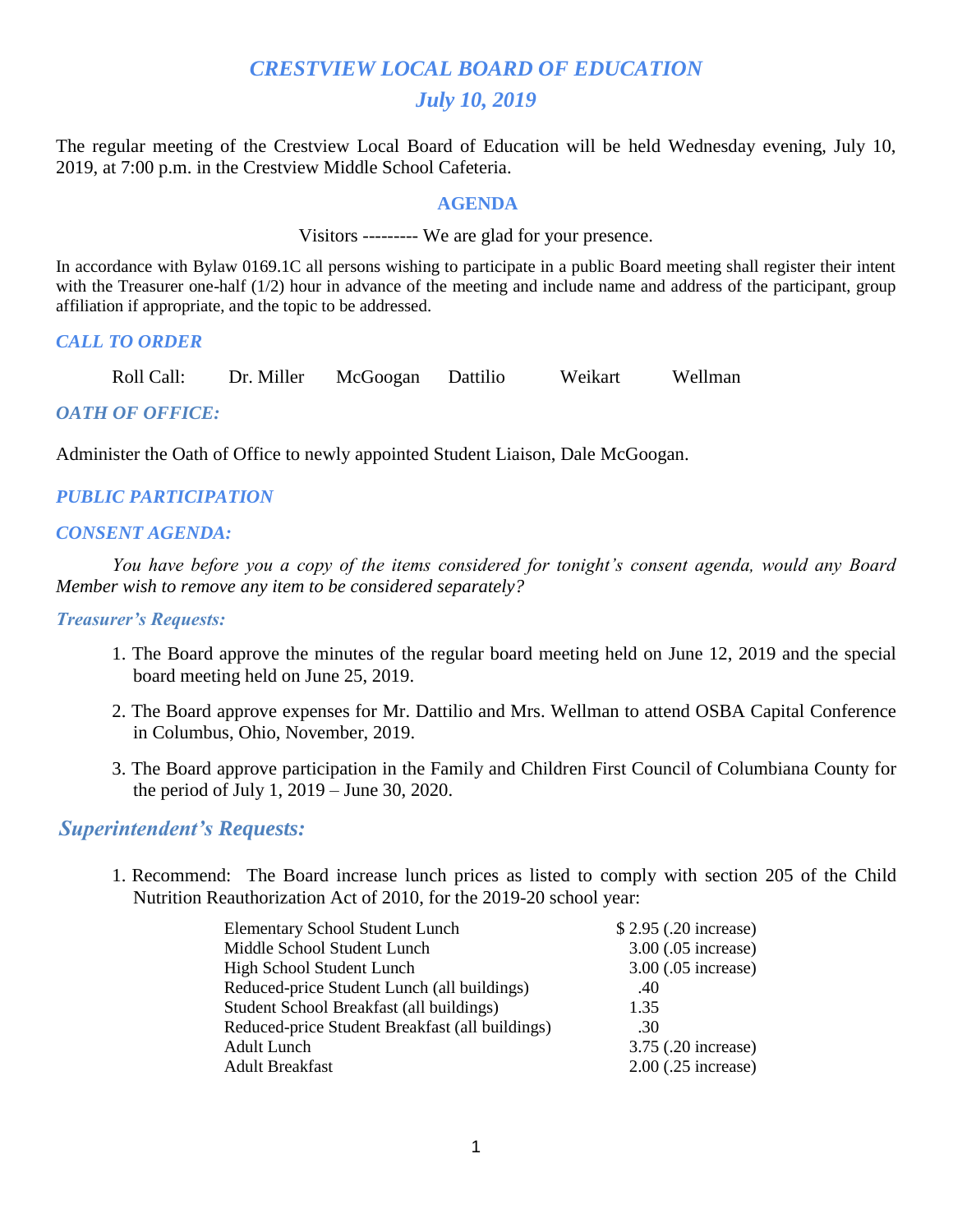# *CRESTVIEW LOCAL BOARD OF EDUCATION*

## *July 10, 2019*

The regular meeting of the Crestview Local Board of Education will be held Wednesday evening, July 10, 2019, at 7:00 p.m. in the Crestview Middle School Cafeteria.

### AGENDA

Visitors --------- We are glad for your presence.

In accordance with Bylaw 0169.1C all persons wishing to participate in a public Board meeting shall register their intent with the Treasurer one-half (1/2) hour in advance of the meeting and include name and address of the participant, group affiliation if appropriate, and the topic to be addressed.

### *CALL TO ORDER*

Roll Call: Dr. Miller McGoogan Dattilio Weikart Wellman

### *OATH OF OFFICE:*

Administer the Oath of Office to newly appointed Student Liaison, Dale McGoogan.

### *PUBLIC PARTICIPATION*

### *CONSENT AGENDA:*

*You have before you a copy of the items considered for tonight's consent agenda, would any Board Member wish to remove any item to be considered separately?*

### *Treasurer's Requests:*

1. The Board approve the minutes of the regular board meeting held on June 12, 2019 and the special board meeting held on June 25, 2019.
2. The Board approve expenses for Mr. Dattilio and Mrs. Wellman to attend OSBA Capital Conference in Columbus, Ohio, November, 2019.
3. The Board approve participation in the Family and Children First Council of Columbiana County for the period of July 1, 2019 – June 30, 2020.

## *Superintendent's Requests:*

1. Recommend: The Board increase lunch prices as listed to comply with section 205 of the Child Nutrition Reauthorization Act of 2010, for the 2019-20 school year:

| | |
|---|---|
| Elementary School Student Lunch | $ 2.95 (.20 increase) |
| Middle School Student Lunch | 3.00 (.05 increase) |
| High School Student Lunch | 3.00 (.05 increase) |
| Reduced-price Student Lunch (all buildings) | .40 |
| Student School Breakfast (all buildings) | 1.35 |
| Reduced-price Student Breakfast (all buildings) | .30 |
| Adult Lunch | 3.75 (.20 increase) |
| Adult Breakfast | 2.00 (.25 increase) |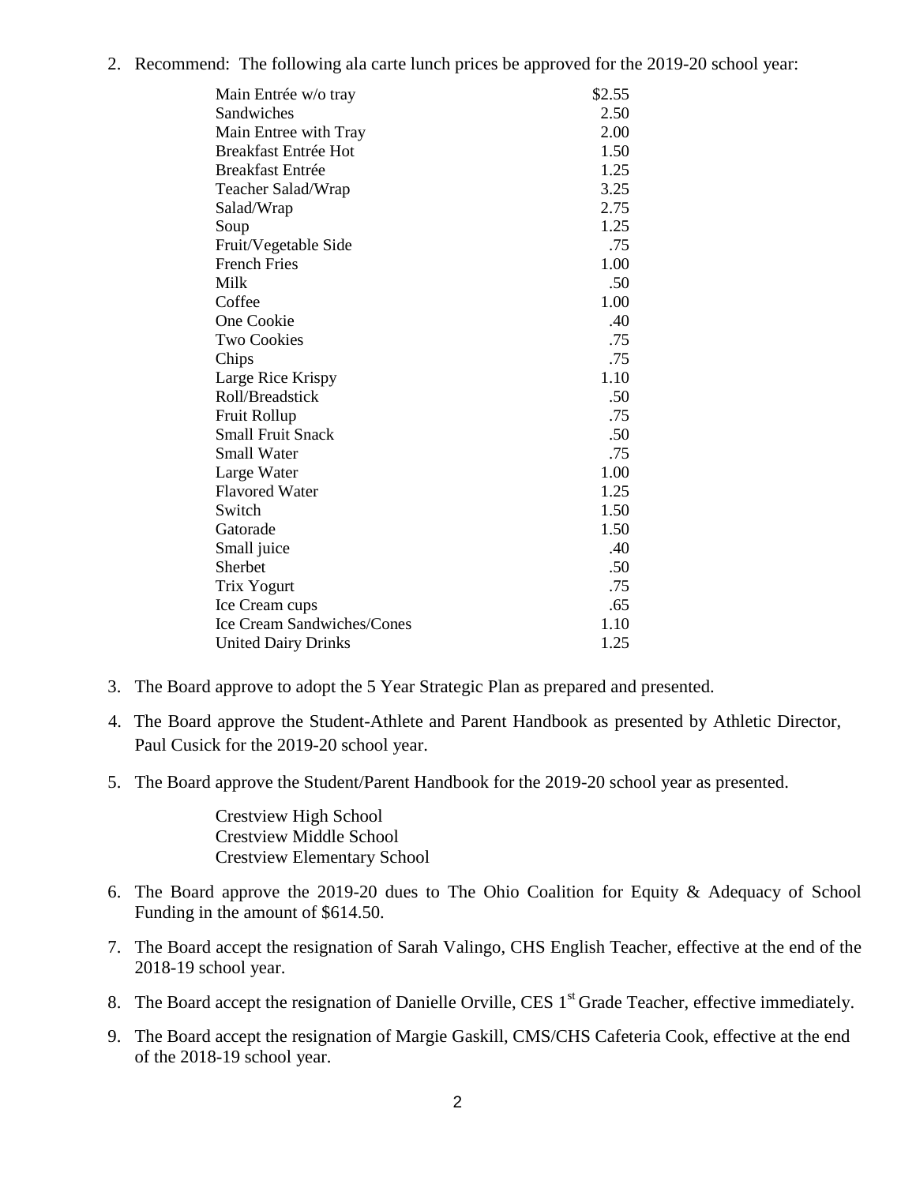2. Recommend: The following ala carte lunch prices be approved for the 2019-20 school year:

| Item | Price |
|---|---|
| Main Entrée w/o tray | $2.55 |
| Sandwiches | 2.50 |
| Main Entree with Tray | 2.00 |
| Breakfast Entrée Hot | 1.50 |
| Breakfast Entrée | 1.25 |
| Teacher Salad/Wrap | 3.25 |
| Salad/Wrap | 2.75 |
| Soup | 1.25 |
| Fruit/Vegetable Side | .75 |
| French Fries | 1.00 |
| Milk | .50 |
| Coffee | 1.00 |
| One Cookie | .40 |
| Two Cookies | .75 |
| Chips | .75 |
| Large Rice Krispy | 1.10 |
| Roll/Breadstick | .50 |
| Fruit Rollup | .75 |
| Small Fruit Snack | .50 |
| Small Water | .75 |
| Large Water | 1.00 |
| Flavored Water | 1.25 |
| Switch | 1.50 |
| Gatorade | 1.50 |
| Small juice | .40 |
| Sherbet | .50 |
| Trix Yogurt | .75 |
| Ice Cream cups | .65 |
| Ice Cream Sandwiches/Cones | 1.10 |
| United Dairy Drinks | 1.25 |

3. The Board approve to adopt the 5 Year Strategic Plan as prepared and presented.

4. The Board approve the Student-Athlete and Parent Handbook as presented by Athletic Director, Paul Cusick for the 2019-20 school year.

5. The Board approve the Student/Parent Handbook for the 2019-20 school year as presented.

   Crestview High School
   Crestview Middle School
   Crestview Elementary School

6. The Board approve the 2019-20 dues to The Ohio Coalition for Equity & Adequacy of School Funding in the amount of $614.50.

7. The Board accept the resignation of Sarah Valingo, CHS English Teacher, effective at the end of the 2018-19 school year.

8. The Board accept the resignation of Danielle Orville, CES 1st Grade Teacher, effective immediately.

9. The Board accept the resignation of Margie Gaskill, CMS/CHS Cafeteria Cook, effective at the end of the 2018-19 school year.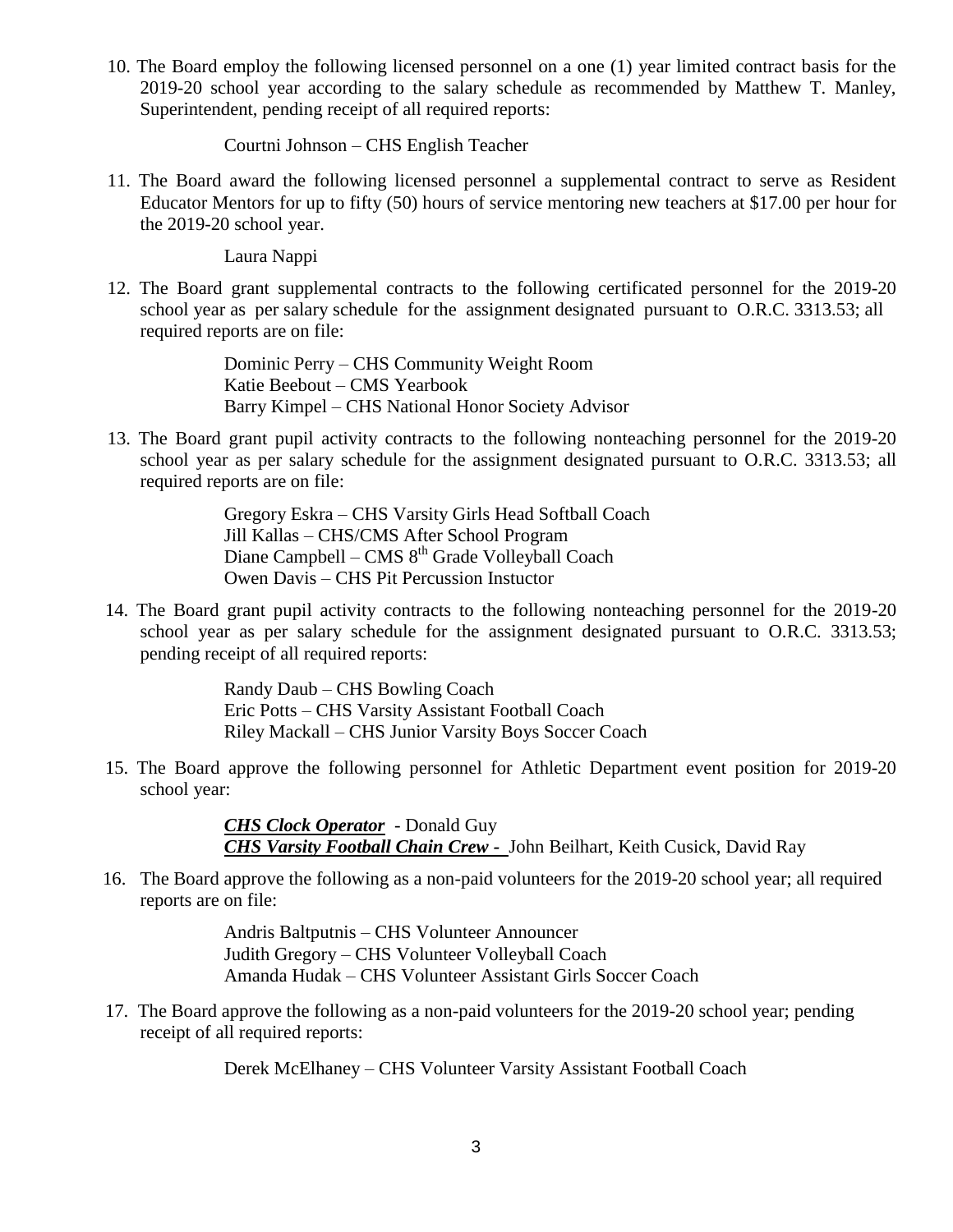10. The Board employ the following licensed personnel on a one (1) year limited contract basis for the 2019-20 school year according to the salary schedule as recommended by Matthew T. Manley, Superintendent, pending receipt of all required reports:

    Courtni Johnson – CHS English Teacher

11. The Board award the following licensed personnel a supplemental contract to serve as Resident Educator Mentors for up to fifty (50) hours of service mentoring new teachers at $17.00 per hour for the 2019-20 school year.

    Laura Nappi

12. The Board grant supplemental contracts to the following certificated personnel for the 2019-20 school year as per salary schedule for the assignment designated pursuant to O.R.C. 3313.53; all required reports are on file:

    Dominic Perry – CHS Community Weight Room
    Katie Beebout – CMS Yearbook
    Barry Kimpel – CHS National Honor Society Advisor

13. The Board grant pupil activity contracts to the following nonteaching personnel for the 2019-20 school year as per salary schedule for the assignment designated pursuant to O.R.C. 3313.53; all required reports are on file:

    Gregory Eskra – CHS Varsity Girls Head Softball Coach
    Jill Kallas – CHS/CMS After School Program
    Diane Campbell – CMS 8th Grade Volleyball Coach
    Owen Davis – CHS Pit Percussion Instuctor

14. The Board grant pupil activity contracts to the following nonteaching personnel for the 2019-20 school year as per salary schedule for the assignment designated pursuant to O.R.C. 3313.53; pending receipt of all required reports:

    Randy Daub – CHS Bowling Coach
    Eric Potts – CHS Varsity Assistant Football Coach
    Riley Mackall – CHS Junior Varsity Boys Soccer Coach

15. The Board approve the following personnel for Athletic Department event position for 2019-20 school year:

    ***CHS Clock Operator*** - Donald Guy
    ***CHS Varsity Football Chain Crew -*** John Beilhart, Keith Cusick, David Ray

16. The Board approve the following as a non-paid volunteers for the 2019-20 school year; all required reports are on file:

    Andris Baltputnis – CHS Volunteer Announcer
    Judith Gregory – CHS Volunteer Volleyball Coach
    Amanda Hudak – CHS Volunteer Assistant Girls Soccer Coach

17. The Board approve the following as a non-paid volunteers for the 2019-20 school year; pending receipt of all required reports:

    Derek McElhaney – CHS Volunteer Varsity Assistant Football Coach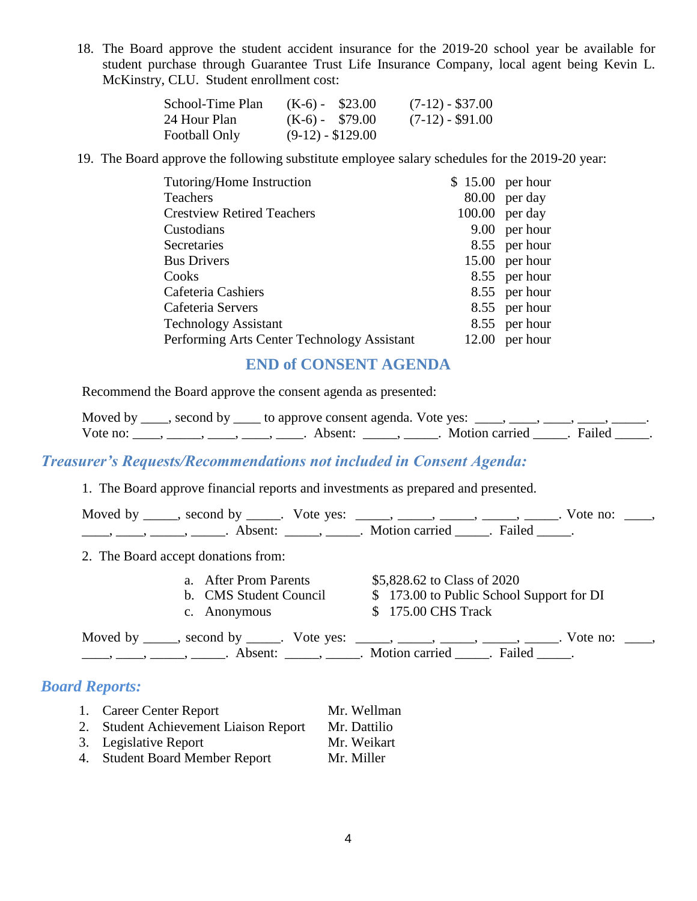18. The Board approve the student accident insurance for the 2019-20 school year be available for student purchase through Guarantee Trust Life Insurance Company, local agent being Kevin L. McKinstry, CLU. Student enrollment cost:

| | | |
|---|---|---|
| School-Time Plan | (K-6) - $23.00 | (7-12) - $37.00 |
| 24 Hour Plan | (K-6) - $79.00 | (7-12) - $91.00 |
| Football Only | (9-12) - $129.00 | |

19. The Board approve the following substitute employee salary schedules for the 2019-20 year:

| | | |
|---|---|---|
| Tutoring/Home Instruction | $ 15.00 | per hour |
| Teachers | 80.00 | per day |
| Crestview Retired Teachers | 100.00 | per day |
| Custodians | 9.00 | per hour |
| Secretaries | 8.55 | per hour |
| Bus Drivers | 15.00 | per hour |
| Cooks | 8.55 | per hour |
| Cafeteria Cashiers | 8.55 | per hour |
| Cafeteria Servers | 8.55 | per hour |
| Technology Assistant | 8.55 | per hour |
| Performing Arts Center Technology Assistant | 12.00 | per hour |

## END of CONSENT AGENDA

Recommend the Board approve the consent agenda as presented:

Moved by ____, second by ____ to approve consent agenda. Vote yes: ____, ____, ____, ____, _____. Vote no: ____, _____, ____, ____, ____. Absent: _____, _____. Motion carried _____. Failed _____.

## *Treasurer's Requests/Recommendations not included in Consent Agenda:*

1. The Board approve financial reports and investments as prepared and presented.

Moved by _____, second by _____. Vote yes: _____, _____, _____, _____, _____. Vote no: ____, ____, ____, _____, _____. Absent: _____, _____. Motion carried _____. Failed _____.

2. The Board accept donations from:

   a. After Prom Parents — $5,828.62 to Class of 2020
   b. CMS Student Council — $ 173.00 to Public School Support for DI
   c. Anonymous — $ 175.00 CHS Track

Moved by _____, second by _____. Vote yes: _____, _____, _____, _____, _____. Vote no: ____, ____, ____, _____, _____. Absent: _____, _____. Motion carried _____. Failed _____.

## *Board Reports:*

1. Career Center Report — Mr. Wellman
2. Student Achievement Liaison Report — Mr. Dattilio
3. Legislative Report — Mr. Weikart
4. Student Board Member Report — Mr. Miller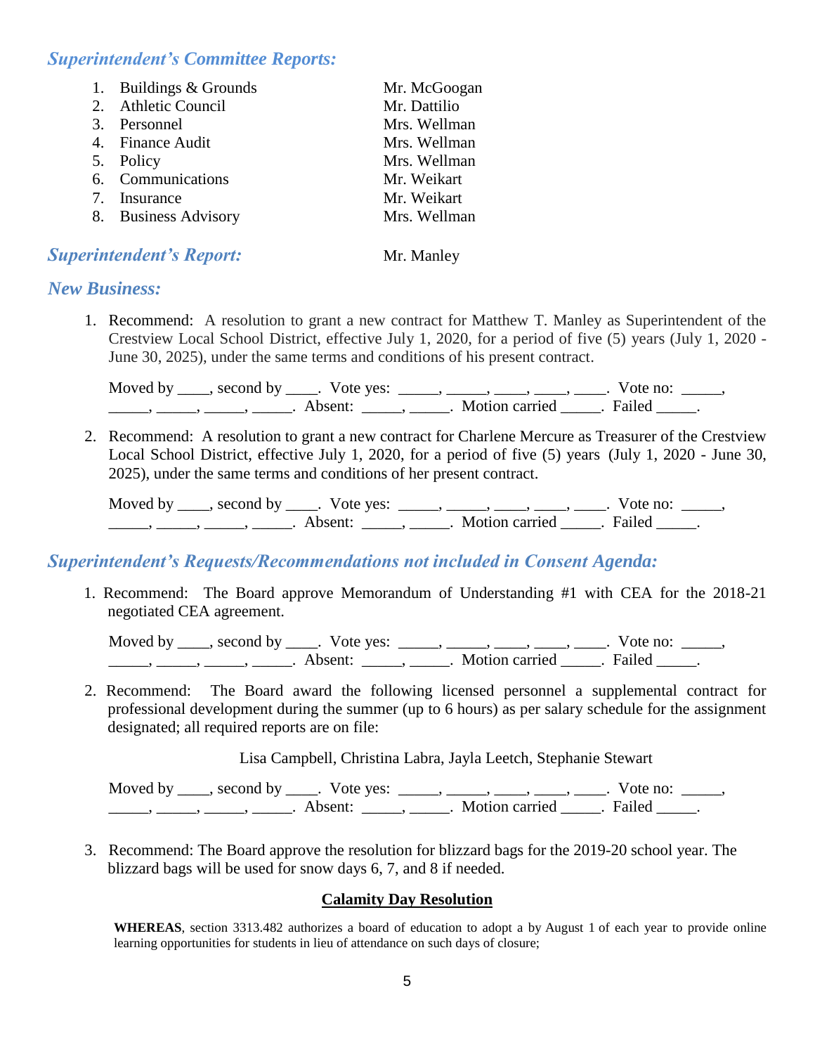## *Superintendent's Committee Reports:*

1. Buildings & Grounds — Mr. McGoogan
2. Athletic Council — Mr. Dattilio
3. Personnel — Mrs. Wellman
4. Finance Audit — Mrs. Wellman
5. Policy — Mrs. Wellman
6. Communications — Mr. Weikart
7. Insurance — Mr. Weikart
8. Business Advisory — Mrs. Wellman

## *Superintendent's Report:* Mr. Manley

## *New Business:*

1. Recommend: A resolution to grant a new contract for Matthew T. Manley as Superintendent of the Crestview Local School District, effective July 1, 2020, for a period of five (5) years (July 1, 2020 - June 30, 2025), under the same terms and conditions of his present contract.

   Moved by ____, second by ____. Vote yes: _____, _____, ____, ____, ____. Vote no: _____, _____, _____, _____, _____. Absent: _____, _____. Motion carried _____. Failed _____.

2. Recommend: A resolution to grant a new contract for Charlene Mercure as Treasurer of the Crestview Local School District, effective July 1, 2020, for a period of five (5) years (July 1, 2020 - June 30, 2025), under the same terms and conditions of her present contract.

   Moved by ____, second by ____. Vote yes: _____, _____, ____, ____, ____. Vote no: _____, _____, _____, _____, _____. Absent: _____, _____. Motion carried _____. Failed _____.

## *Superintendent's Requests/Recommendations not included in Consent Agenda:*

1. Recommend: The Board approve Memorandum of Understanding #1 with CEA for the 2018-21 negotiated CEA agreement.

   Moved by ____, second by ____. Vote yes: _____, _____, ____, ____, ____. Vote no: _____, _____, _____, _____, _____. Absent: _____, _____. Motion carried _____. Failed _____.

2. Recommend: The Board award the following licensed personnel a supplemental contract for professional development during the summer (up to 6 hours) as per salary schedule for the assignment designated; all required reports are on file:

   Lisa Campbell, Christina Labra, Jayla Leetch, Stephanie Stewart

   Moved by ____, second by ____. Vote yes: _____, _____, ____, ____, ____. Vote no: _____, _____, _____, _____, _____. Absent: _____, _____. Motion carried _____. Failed _____.

3. Recommend: The Board approve the resolution for blizzard bags for the 2019-20 school year. The blizzard bags will be used for snow days 6, 7, and 8 if needed.

**Calamity Day Resolution**

**WHEREAS**, section 3313.482 authorizes a board of education to adopt a by August 1 of each year to provide online learning opportunities for students in lieu of attendance on such days of closure;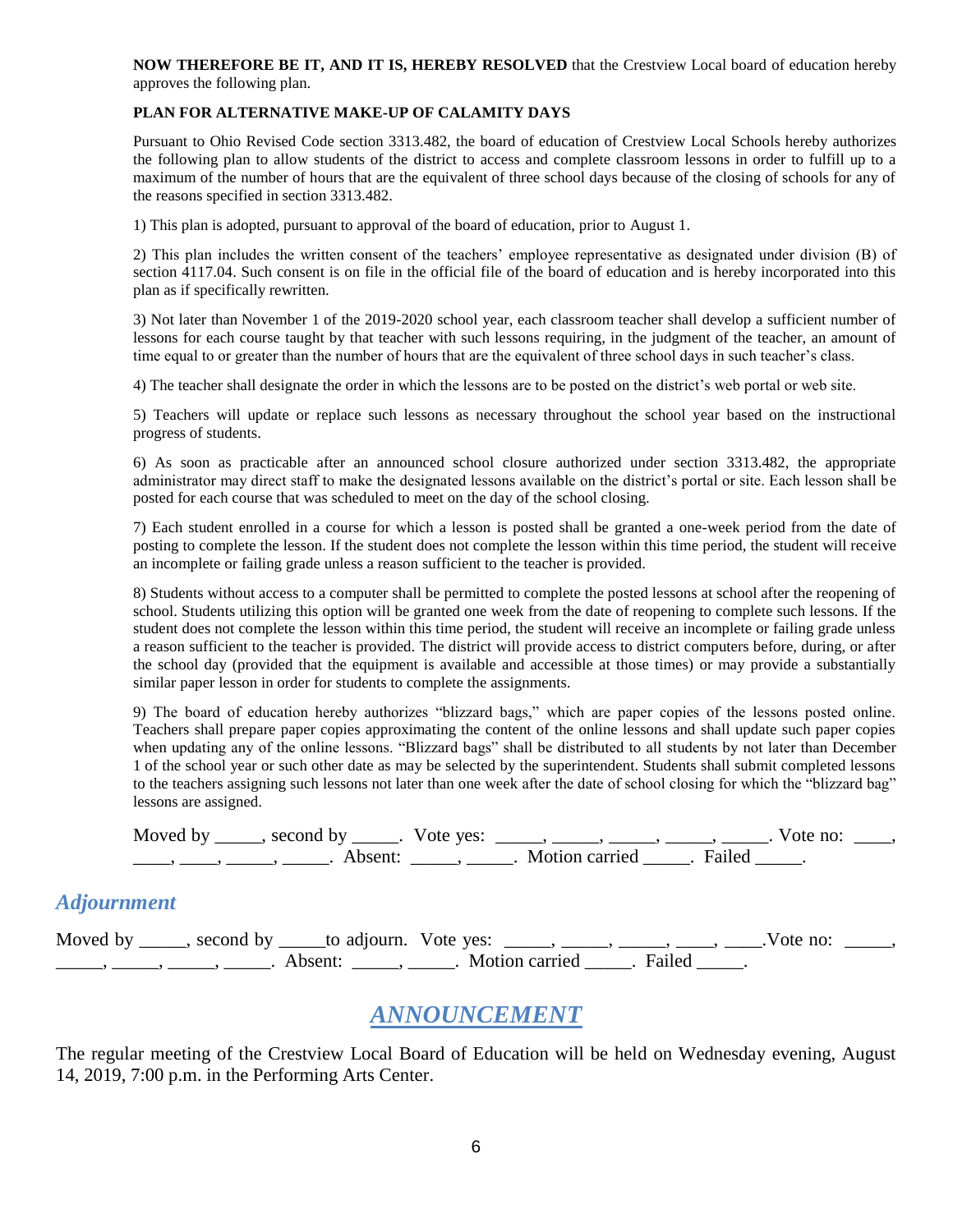**NOW THEREFORE BE IT, AND IT IS, HEREBY RESOLVED** that the Crestview Local board of education hereby approves the following plan.

**PLAN FOR ALTERNATIVE MAKE-UP OF CALAMITY DAYS**

Pursuant to Ohio Revised Code section 3313.482, the board of education of Crestview Local Schools hereby authorizes the following plan to allow students of the district to access and complete classroom lessons in order to fulfill up to a maximum of the number of hours that are the equivalent of three school days because of the closing of schools for any of the reasons specified in section 3313.482.

1) This plan is adopted, pursuant to approval of the board of education, prior to August 1.

2) This plan includes the written consent of the teachers' employee representative as designated under division (B) of section 4117.04. Such consent is on file in the official file of the board of education and is hereby incorporated into this plan as if specifically rewritten.

3) Not later than November 1 of the 2019-2020 school year, each classroom teacher shall develop a sufficient number of lessons for each course taught by that teacher with such lessons requiring, in the judgment of the teacher, an amount of time equal to or greater than the number of hours that are the equivalent of three school days in such teacher's class.

4) The teacher shall designate the order in which the lessons are to be posted on the district's web portal or web site.

5) Teachers will update or replace such lessons as necessary throughout the school year based on the instructional progress of students.

6) As soon as practicable after an announced school closure authorized under section 3313.482, the appropriate administrator may direct staff to make the designated lessons available on the district's portal or site. Each lesson shall be posted for each course that was scheduled to meet on the day of the school closing.

7) Each student enrolled in a course for which a lesson is posted shall be granted a one-week period from the date of posting to complete the lesson. If the student does not complete the lesson within this time period, the student will receive an incomplete or failing grade unless a reason sufficient to the teacher is provided.

8) Students without access to a computer shall be permitted to complete the posted lessons at school after the reopening of school. Students utilizing this option will be granted one week from the date of reopening to complete such lessons. If the student does not complete the lesson within this time period, the student will receive an incomplete or failing grade unless a reason sufficient to the teacher is provided. The district will provide access to district computers before, during, or after the school day (provided that the equipment is available and accessible at those times) or may provide a substantially similar paper lesson in order for students to complete the assignments.

9) The board of education hereby authorizes "blizzard bags," which are paper copies of the lessons posted online. Teachers shall prepare paper copies approximating the content of the online lessons and shall update such paper copies when updating any of the online lessons. "Blizzard bags" shall be distributed to all students by not later than December 1 of the school year or such other date as may be selected by the superintendent. Students shall submit completed lessons to the teachers assigning such lessons not later than one week after the date of school closing for which the "blizzard bag" lessons are assigned.

Moved by _____, second by _____. Vote yes: _____, _____, _____, _____, _____. Vote no: ____, ____, ____, _____, _____. Absent: _____, _____. Motion carried _____. Failed _____.

## *Adjournment*

Moved by _____, second by _____to adjourn. Vote yes: _____, _____, _____, ____, ____.Vote no: _____, _____, _____, _____, _____. Absent: _____, _____. Motion carried _____. Failed _____.

## *ANNOUNCEMENT*

The regular meeting of the Crestview Local Board of Education will be held on Wednesday evening, August 14, 2019, 7:00 p.m. in the Performing Arts Center.